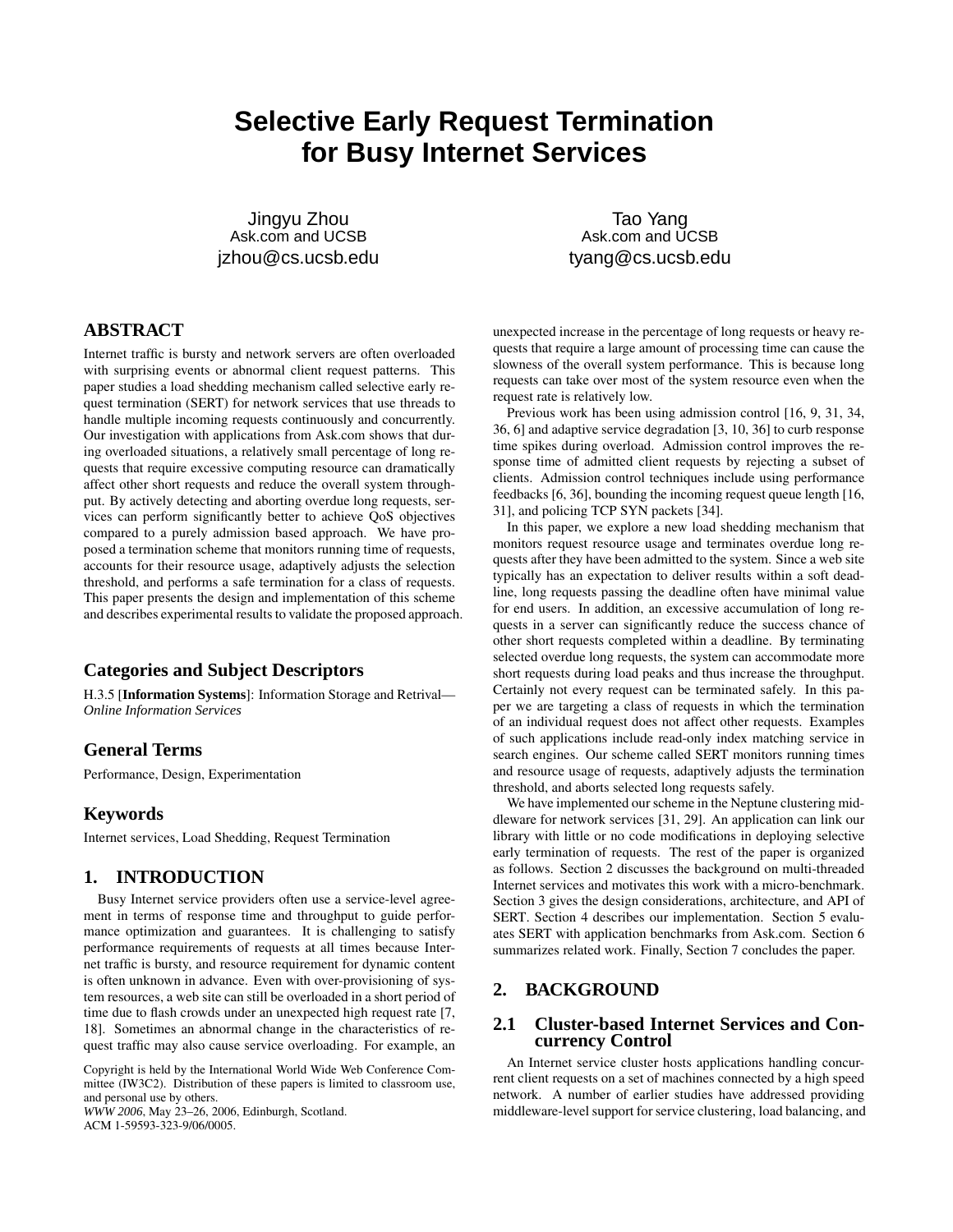# Selective Early Request Termination for Busy Internet Services

Jingyu Zhou
Ask.com and UCSB
jzhou@cs.ucsb.edu

Tao Yang
Ask.com and UCSB
tyang@cs.ucsb.edu

## ABSTRACT

Internet traffic is bursty and network servers are often overloaded with surprising events or abnormal client request patterns. This paper studies a load shedding mechanism called selective early request termination (SERT) for network services that use threads to handle multiple incoming requests continuously and concurrently. Our investigation with applications from Ask.com shows that during overloaded situations, a relatively small percentage of long requests that require excessive computing resource can dramatically affect other short requests and reduce the overall system throughput. By actively detecting and aborting overdue long requests, services can perform significantly better to achieve QoS objectives compared to a purely admission based approach. We have proposed a termination scheme that monitors running time of requests, accounts for their resource usage, adaptively adjusts the selection threshold, and performs a safe termination for a class of requests. This paper presents the design and implementation of this scheme and describes experimental results to validate the proposed approach.

### Categories and Subject Descriptors

H.3.5 [**Information Systems**]: Information Storage and Retrival—*Online Information Services*

### General Terms

Performance, Design, Experimentation

### Keywords

Internet services, Load Shedding, Request Termination

## 1. INTRODUCTION

Busy Internet service providers often use a service-level agreement in terms of response time and throughput to guide performance optimization and guarantees. It is challenging to satisfy performance requirements of requests at all times because Internet traffic is bursty, and resource requirement for dynamic content is often unknown in advance. Even with over-provisioning of system resources, a web site can still be overloaded in a short period of time due to flash crowds under an unexpected high request rate [7, 18]. Sometimes an abnormal change in the characteristics of request traffic may also cause service overloading. For example, an unexpected increase in the percentage of long requests or heavy requests that require a large amount of processing time can cause the slowness of the overall system performance. This is because long requests can take over most of the system resource even when the request rate is relatively low.

Previous work has been using admission control [16, 9, 31, 34, 36, 6] and adaptive service degradation [3, 10, 36] to curb response time spikes during overload. Admission control improves the response time of admitted client requests by rejecting a subset of clients. Admission control techniques include using performance feedbacks [6, 36], bounding the incoming request queue length [16, 31], and policing TCP SYN packets [34].

In this paper, we explore a new load shedding mechanism that monitors request resource usage and terminates overdue long requests after they have been admitted to the system. Since a web site typically has an expectation to deliver results within a soft deadline, long requests passing the deadline often have minimal value for end users. In addition, an excessive accumulation of long requests in a server can significantly reduce the success chance of other short requests completed within a deadline. By terminating selected overdue long requests, the system can accommodate more short requests during load peaks and thus increase the throughput. Certainly not every request can be terminated safely. In this paper we are targeting a class of requests in which the termination of an individual request does not affect other requests. Examples of such applications include read-only index matching service in search engines. Our scheme called SERT monitors running times and resource usage of requests, adaptively adjusts the termination threshold, and aborts selected long requests safely.

We have implemented our scheme in the Neptune clustering middleware for network services [31, 29]. An application can link our library with little or no code modifications in deploying selective early termination of requests. The rest of the paper is organized as follows. Section 2 discusses the background on multi-threaded Internet services and motivates this work with a micro-benchmark. Section 3 gives the design considerations, architecture, and API of SERT. Section 4 describes our implementation. Section 5 evaluates SERT with application benchmarks from Ask.com. Section 6 summarizes related work. Finally, Section 7 concludes the paper.

## 2. BACKGROUND

### 2.1 Cluster-based Internet Services and Concurrency Control

An Internet service cluster hosts applications handling concurrent client requests on a set of machines connected by a high speed network. A number of earlier studies have addressed providing middleware-level support for service clustering, load balancing, and

Copyright is held by the International World Wide Web Conference Committee (IW3C2). Distribution of these papers is limited to classroom use, and personal use by others.
*WWW 2006*, May 23–26, 2006, Edinburgh, Scotland.
ACM 1-59593-323-9/06/0005.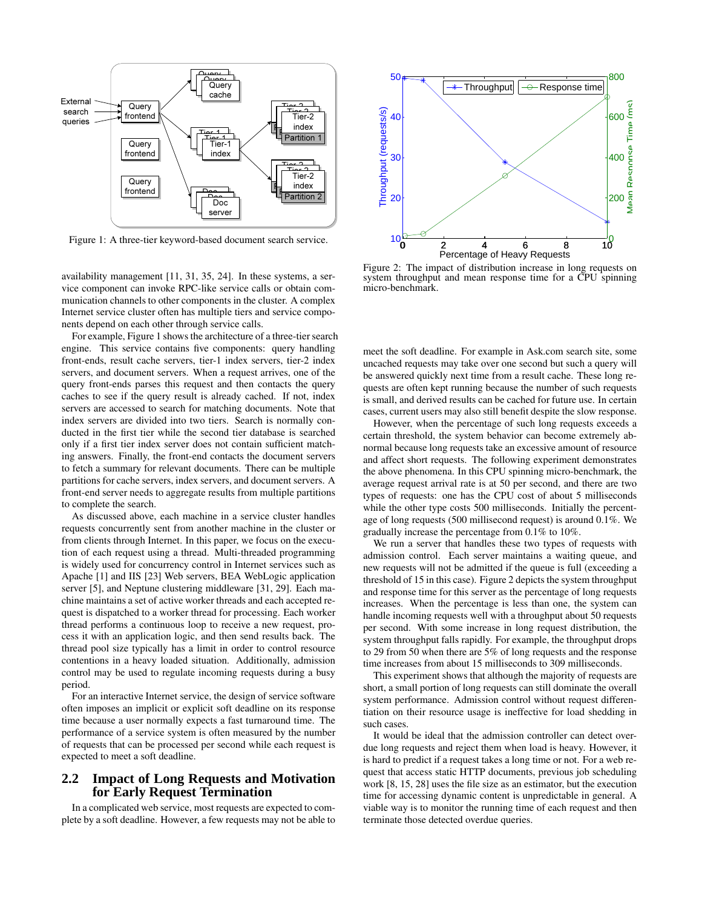Figure 1: A three-tier keyword-based document search service.

Figure 2: The impact of distribution increase in long requests on system throughput and mean response time for a CPU spinning micro-benchmark.

availability management [11, 31, 35, 24]. In these systems, a service component can invoke RPC-like service calls or obtain communication channels to other components in the cluster. A complex Internet service cluster often has multiple tiers and service components depend on each other through service calls.

For example, Figure 1 shows the architecture of a three-tier search engine. This service contains five components: query handling front-ends, result cache servers, tier-1 index servers, tier-2 index servers, and document servers. When a request arrives, one of the query front-ends parses this request and then contacts the query caches to see if the query result is already cached. If not, index servers are accessed to search for matching documents. Note that index servers are divided into two tiers. Search is normally conducted in the first tier while the second tier database is searched only if a first tier index server does not contain sufficient matching answers. Finally, the front-end contacts the document servers to fetch a summary for relevant documents. There can be multiple partitions for cache servers, index servers, and document servers. A front-end server needs to aggregate results from multiple partitions to complete the search.

As discussed above, each machine in a service cluster handles requests concurrently sent from another machine in the cluster or from clients through Internet. In this paper, we focus on the execution of each request using a thread. Multi-threaded programming is widely used for concurrency control in Internet services such as Apache [1] and IIS [23] Web servers, BEA WebLogic application server [5], and Neptune clustering middleware [31, 29]. Each machine maintains a set of active worker threads and each accepted request is dispatched to a worker thread for processing. Each worker thread performs a continuous loop to receive a new request, process it with an application logic, and then send results back. The thread pool size typically has a limit in order to control resource contentions in a heavy loaded situation. Additionally, admission control may be used to regulate incoming requests during a busy period.

For an interactive Internet service, the design of service software often imposes an implicit or explicit soft deadline on its response time because a user normally expects a fast turnaround time. The performance of a service system is often measured by the number of requests that can be processed per second while each request is expected to meet a soft deadline.

## 2.2 Impact of Long Requests and Motivation for Early Request Termination

In a complicated web service, most requests are expected to complete by a soft deadline. However, a few requests may not be able to meet the soft deadline. For example in Ask.com search site, some uncached requests may take over one second but such a query will be answered quickly next time from a result cache. These long requests are often kept running because the number of such requests is small, and derived results can be cached for future use. In certain cases, current users may also still benefit despite the slow response.

However, when the percentage of such long requests exceeds a certain threshold, the system behavior can become extremely abnormal because long requests take an excessive amount of resource and affect short requests. The following experiment demonstrates the above phenomena. In this CPU spinning micro-benchmark, the average request arrival rate is at 50 per second, and there are two types of requests: one has the CPU cost of about 5 milliseconds while the other type costs 500 milliseconds. Initially the percentage of long requests (500 millisecond request) is around 0.1%. We gradually increase the percentage from 0.1% to 10%.

We run a server that handles these two types of requests with admission control. Each server maintains a waiting queue, and new requests will not be admitted if the queue is full (exceeding a threshold of 15 in this case). Figure 2 depicts the system throughput and response time for this server as the percentage of long requests increases. When the percentage is less than one, the system can handle incoming requests well with a throughput about 50 requests per second. With some increase in long request distribution, the system throughput falls rapidly. For example, the throughput drops to 29 from 50 when there are 5% of long requests and the response time increases from about 15 milliseconds to 309 milliseconds.

This experiment shows that although the majority of requests are short, a small portion of long requests can still dominate the overall system performance. Admission control without request differentiation on their resource usage is ineffective for load shedding in such cases.

It would be ideal that the admission controller can detect overdue long requests and reject them when load is heavy. However, it is hard to predict if a request takes a long time or not. For a web request that access static HTTP documents, previous job scheduling work [8, 15, 28] uses the file size as an estimator, but the execution time for accessing dynamic content is unpredictable in general. A viable way is to monitor the running time of each request and then terminate those detected overdue queries.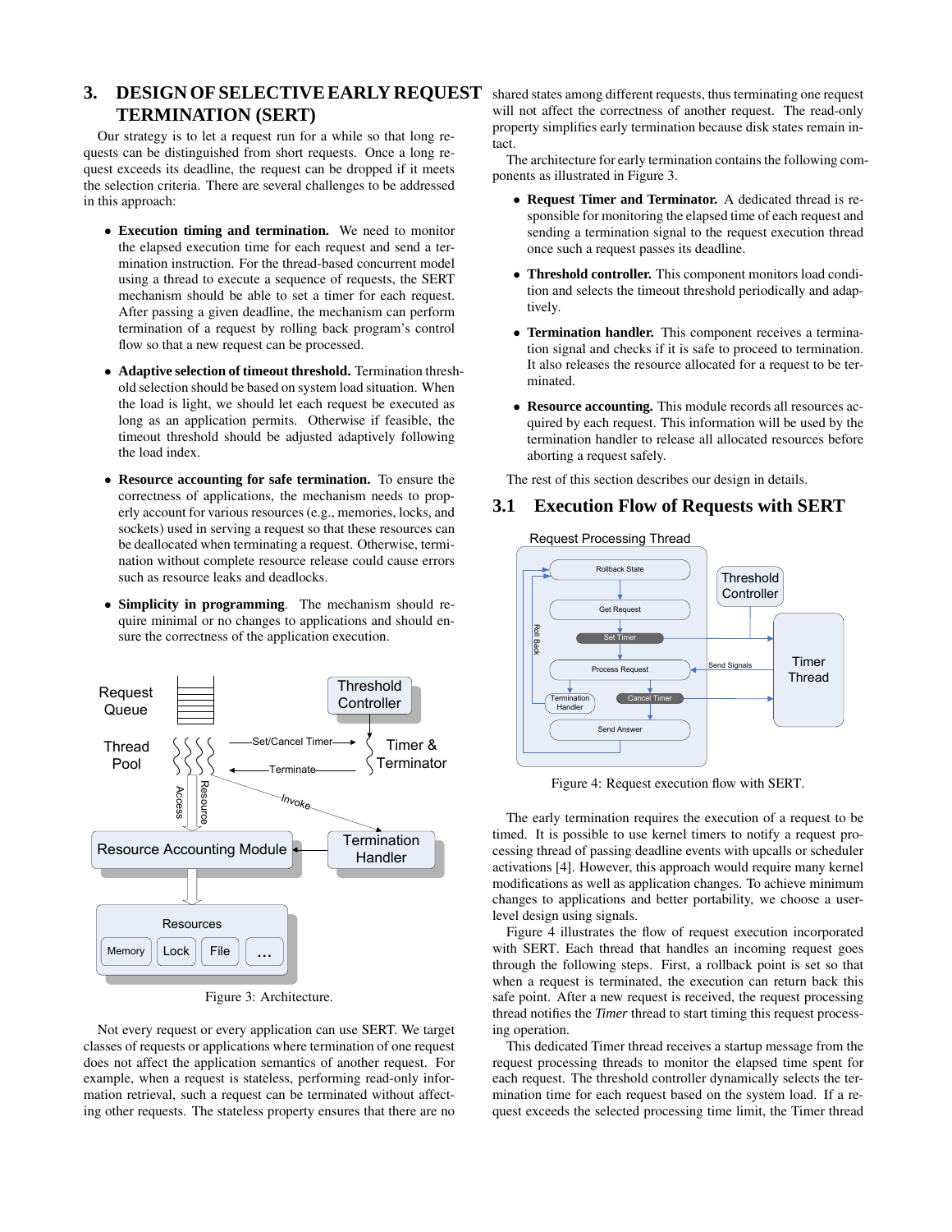# 3. DESIGN OF SELECTIVE EARLY REQUEST TERMINATION (SERT)

Our strategy is to let a request run for a while so that long requests can be distinguished from short requests. Once a long request exceeds its deadline, the request can be dropped if it meets the selection criteria. There are several challenges to be addressed in this approach:

- **Execution timing and termination.** We need to monitor the elapsed execution time for each request and send a termination instruction. For the thread-based concurrent model using a thread to execute a sequence of requests, the SERT mechanism should be able to set a timer for each request. After passing a given deadline, the mechanism can perform termination of a request by rolling back program's control flow so that a new request can be processed.
- **Adaptive selection of timeout threshold.** Termination threshold selection should be based on system load situation. When the load is light, we should let each request be executed as long as an application permits. Otherwise if feasible, the timeout threshold should be adjusted adaptively following the load index.
- **Resource accounting for safe termination.** To ensure the correctness of applications, the mechanism needs to properly account for various resources (e.g., memories, locks, and sockets) used in serving a request so that these resources can be deallocated when terminating a request. Otherwise, termination without complete resource release could cause errors such as resource leaks and deadlocks.
- **Simplicity in programming**. The mechanism should require minimal or no changes to applications and should ensure the correctness of the application execution.

Figure 3: Architecture.

Not every request or every application can use SERT. We target classes of requests or applications where termination of one request does not affect the application semantics of another request. For example, when a request is stateless, performing read-only information retrieval, such a request can be terminated without affecting other requests. The stateless property ensures that there are no shared states among different requests, thus terminating one request will not affect the correctness of another request. The read-only property simplifies early termination because disk states remain intact.

The architecture for early termination contains the following components as illustrated in Figure 3.

- **Request Timer and Terminator.** A dedicated thread is responsible for monitoring the elapsed time of each request and sending a termination signal to the request execution thread once such a request passes its deadline.
- **Threshold controller.** This component monitors load condition and selects the timeout threshold periodically and adaptively.
- **Termination handler.** This component receives a termination signal and checks if it is safe to proceed to termination. It also releases the resource allocated for a request to be terminated.
- **Resource accounting.** This module records all resources acquired by each request. This information will be used by the termination handler to release all allocated resources before aborting a request safely.

The rest of this section describes our design in details.

## 3.1 Execution Flow of Requests with SERT

Figure 4: Request execution flow with SERT.

The early termination requires the execution of a request to be timed. It is possible to use kernel timers to notify a request processing thread of passing deadline events with upcalls or scheduler activations [4]. However, this approach would require many kernel modifications as well as application changes. To achieve minimum changes to applications and better portability, we choose a user-level design using signals.

Figure 4 illustrates the flow of request execution incorporated with SERT. Each thread that handles an incoming request goes through the following steps. First, a rollback point is set so that when a request is terminated, the execution can return back this safe point. After a new request is received, the request processing thread notifies the *Timer* thread to start timing this request processing operation.

This dedicated Timer thread receives a startup message from the request processing threads to monitor the elapsed time spent for each request. The threshold controller dynamically selects the termination time for each request based on the system load. If a request exceeds the selected processing time limit, the Timer thread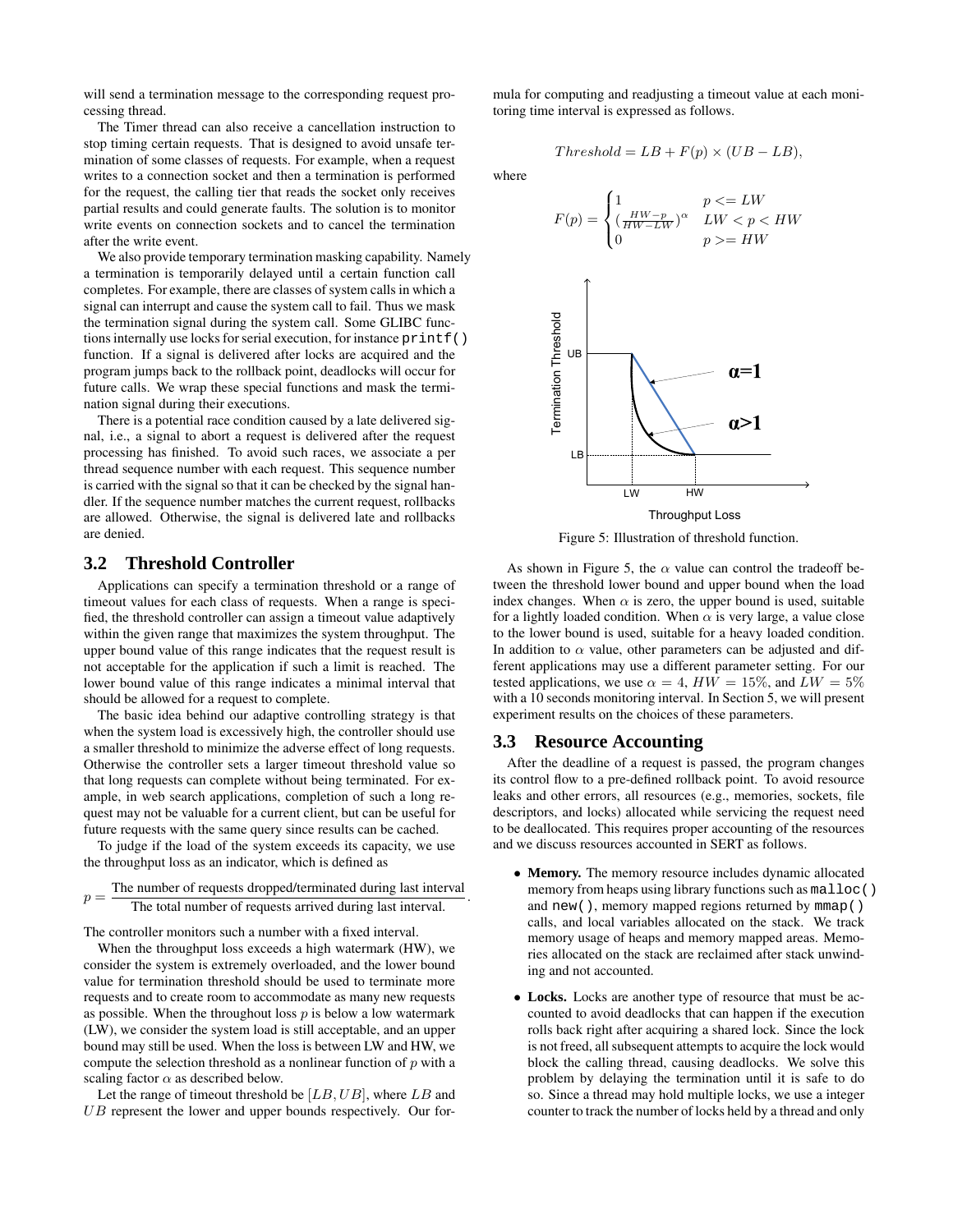will send a termination message to the corresponding request processing thread.

The Timer thread can also receive a cancellation instruction to stop timing certain requests. That is designed to avoid unsafe termination of some classes of requests. For example, when a request writes to a connection socket and then a termination is performed for the request, the calling tier that reads the socket only receives partial results and could generate faults. The solution is to monitor write events on connection sockets and to cancel the termination after the write event.

We also provide temporary termination masking capability. Namely a termination is temporarily delayed until a certain function call completes. For example, there are classes of system calls in which a signal can interrupt and cause the system call to fail. Thus we mask the termination signal during the system call. Some GLIBC functions internally use locks for serial execution, for instance `printf()` function. If a signal is delivered after locks are acquired and the program jumps back to the rollback point, deadlocks will occur for future calls. We wrap these special functions and mask the termination signal during their executions.

There is a potential race condition caused by a late delivered signal, i.e., a signal to abort a request is delivered after the request processing has finished. To avoid such races, we associate a per thread sequence number with each request. This sequence number is carried with the signal so that it can be checked by the signal handler. If the sequence number matches the current request, rollbacks are allowed. Otherwise, the signal is delivered late and rollbacks are denied.

## 3.2 Threshold Controller

Applications can specify a termination threshold or a range of timeout values for each class of requests. When a range is specified, the threshold controller can assign a timeout value adaptively within the given range that maximizes the system throughput. The upper bound value of this range indicates that the request result is not acceptable for the application if such a limit is reached. The lower bound value of this range indicates a minimal interval that should be allowed for a request to complete.

The basic idea behind our adaptive controlling strategy is that when the system load is excessively high, the controller should use a smaller threshold to minimize the adverse effect of long requests. Otherwise the controller sets a larger timeout threshold value so that long requests can complete without being terminated. For example, in web search applications, completion of such a long request may not be valuable for a current client, but can be useful for future requests with the same query since results can be cached.

To judge if the load of the system exceeds its capacity, we use the throughput loss as an indicator, which is defined as

$$p = \frac{\text{The number of requests dropped/terminated during last interval}}{\text{The total number of requests arrived during last interval}}.$$

The controller monitors such a number with a fixed interval.

When the throughput loss exceeds a high watermark (HW), we consider the system is extremely overloaded, and the lower bound value for termination threshold should be used to terminate more requests and to create room to accommodate as many new requests as possible. When the throughout loss $p$ is below a low watermark (LW), we consider the system load is still acceptable, and an upper bound may still be used. When the loss is between LW and HW, we compute the selection threshold as a nonlinear function of $p$ with a scaling factor $\alpha$ as described below.

Let the range of timeout threshold be $[LB, UB]$, where $LB$ and $UB$ represent the lower and upper bounds respectively. Our formula for computing and readjusting a timeout value at each monitoring time interval is expressed as follows.

$$Threshold = LB + F(p) \times (UB - LB),$$

where

$$F(p) = \begin{cases} 1 & p <= LW \\ (\frac{HW-p}{HW-LW})^{\alpha} & LW < p < HW \\ 0 & p >= HW \end{cases}$$

Figure 5: Illustration of threshold function.

As shown in Figure 5, the $\alpha$ value can control the tradeoff between the threshold lower bound and upper bound when the load index changes. When $\alpha$ is zero, the upper bound is used, suitable for a lightly loaded condition. When $\alpha$ is very large, a value close to the lower bound is used, suitable for a heavy loaded condition. In addition to $\alpha$ value, other parameters can be adjusted and different applications may use a different parameter setting. For our tested applications, we use $\alpha = 4$, $HW = 15\%$, and $LW = 5\%$ with a 10 seconds monitoring interval. In Section 5, we will present experiment results on the choices of these parameters.

## 3.3 Resource Accounting

After the deadline of a request is passed, the program changes its control flow to a pre-defined rollback point. To avoid resource leaks and other errors, all resources (e.g., memories, sockets, file descriptors, and locks) allocated while servicing the request need to be deallocated. This requires proper accounting of the resources and we discuss resources accounted in SERT as follows.

- **Memory.** The memory resource includes dynamic allocated memory from heaps using library functions such as `malloc()` and `new()`, memory mapped regions returned by `mmap()` calls, and local variables allocated on the stack. We track memory usage of heaps and memory mapped areas. Memories allocated on the stack are reclaimed after stack unwinding and not accounted.
- **Locks.** Locks are another type of resource that must be accounted to avoid deadlocks that can happen if the execution rolls back right after acquiring a shared lock. Since the lock is not freed, all subsequent attempts to acquire the lock would block the calling thread, causing deadlocks. We solve this problem by delaying the termination until it is safe to do so. Since a thread may hold multiple locks, we use a integer counter to track the number of locks held by a thread and only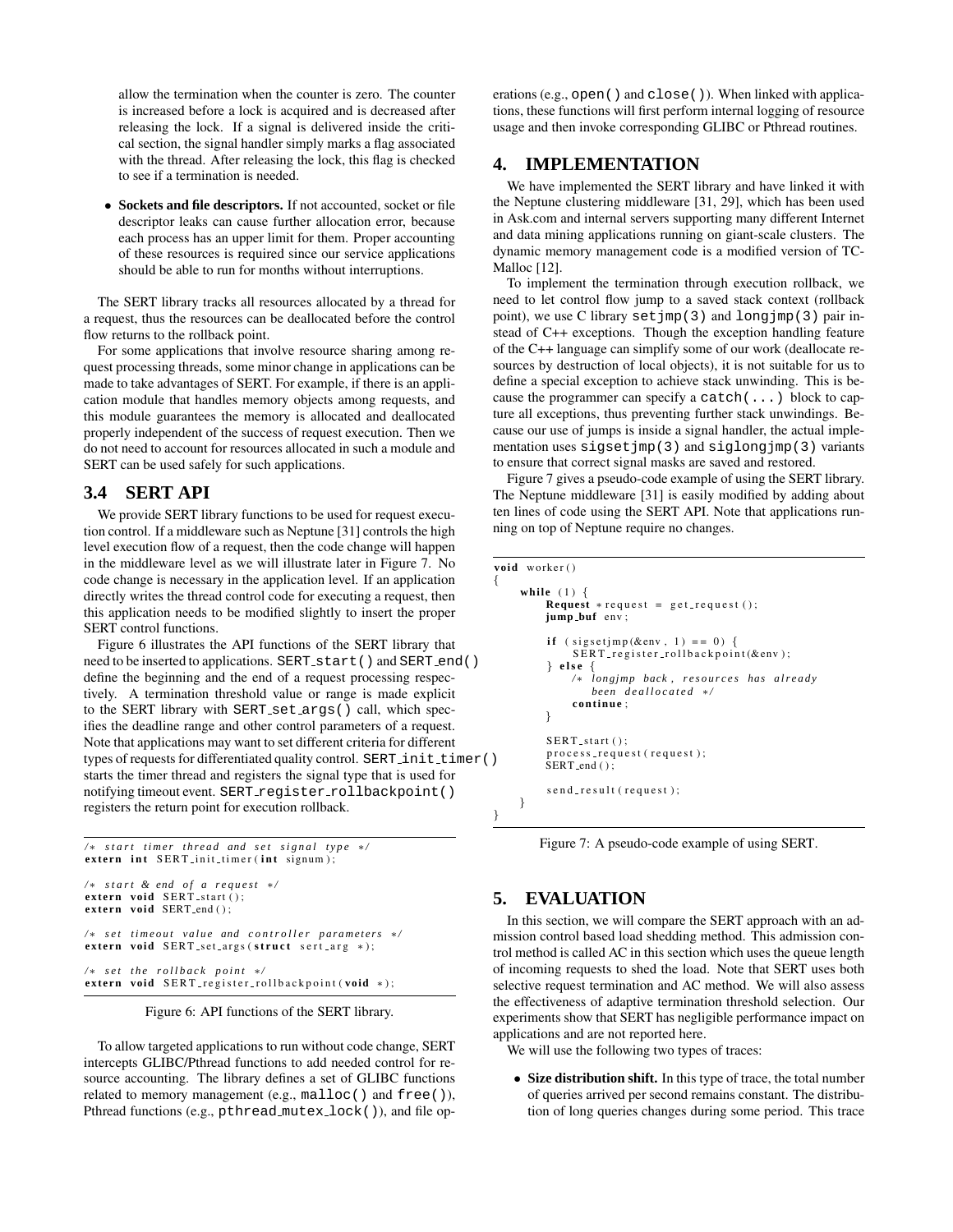allow the termination when the counter is zero. The counter is increased before a lock is acquired and is decreased after releasing the lock. If a signal is delivered inside the critical section, the signal handler simply marks a flag associated with the thread. After releasing the lock, this flag is checked to see if a termination is needed.

- **Sockets and file descriptors.** If not accounted, socket or file descriptor leaks can cause further allocation error, because each process has an upper limit for them. Proper accounting of these resources is required since our service applications should be able to run for months without interruptions.

The SERT library tracks all resources allocated by a thread for a request, thus the resources can be deallocated before the control flow returns to the rollback point.

For some applications that involve resource sharing among request processing threads, some minor change in applications can be made to take advantages of SERT. For example, if there is an application module that handles memory objects among requests, and this module guarantees the memory is allocated and deallocated properly independent of the success of request execution. Then we do not need to account for resources allocated in such a module and SERT can be used safely for such applications.

## 3.4 SERT API

We provide SERT library functions to be used for request execution control. If a middleware such as Neptune [31] controls the high level execution flow of a request, then the code change will happen in the middleware level as we will illustrate later in Figure 7. No code change is necessary in the application level. If an application directly writes the thread control code for executing a request, then this application needs to be modified slightly to insert the proper SERT control functions.

Figure 6 illustrates the API functions of the SERT library that need to be inserted to applications. `SERT_start()` and `SERT_end()` define the beginning and the end of a request processing respectively. A termination threshold value or range is made explicit to the SERT library with `SERT_set_args()` call, which specifies the deadline range and other control parameters of a request. Note that applications may want to set different criteria for different types of requests for differentiated quality control. `SERT_init_timer()` starts the timer thread and registers the signal type that is used for notifying timeout event. `SERT_register_rollbackpoint()` registers the return point for execution rollback.

```
/* start timer thread and set signal type */
extern int SERT_init_timer(int signum);

/* start & end of a request */
extern void SERT_start();
extern void SERT_end();

/* set timeout value and controller parameters */
extern void SERT_set_args(struct sert_arg *);

/* set the rollback point */
extern void SERT_register_rollbackpoint(void *);
```

Figure 6: API functions of the SERT library.

To allow targeted applications to run without code change, SERT intercepts GLIBC/Pthread functions to add needed control for resource accounting. The library defines a set of GLIBC functions related to memory management (e.g., `malloc()` and `free()`), Pthread functions (e.g., `pthread_mutex_lock()`), and file operations (e.g., `open()` and `close()`). When linked with applications, these functions will first perform internal logging of resource usage and then invoke corresponding GLIBC or Pthread routines.

# 4. IMPLEMENTATION

We have implemented the SERT library and have linked it with the Neptune clustering middleware [31, 29], which has been used in Ask.com and internal servers supporting many different Internet and data mining applications running on giant-scale clusters. The dynamic memory management code is a modified version of TC-Malloc [12].

To implement the termination through execution rollback, we need to let control flow jump to a saved stack context (rollback point), we use C library `setjmp(3)` and `longjmp(3)` pair instead of C++ exceptions. Though the exception handling feature of the C++ language can simplify some of our work (deallocate resources by destruction of local objects), it is not suitable for us to define a special exception to achieve stack unwinding. This is because the programmer can specify a `catch(...)` block to capture all exceptions, thus preventing further stack unwindings. Because our use of jumps is inside a signal handler, the actual implementation uses `sigsetjmp(3)` and `siglongjmp(3)` variants to ensure that correct signal masks are saved and restored.

Figure 7 gives a pseudo-code example of using the SERT library. The Neptune middleware [31] is easily modified by adding about ten lines of code using the SERT API. Note that applications running on top of Neptune require no changes.

```
void worker()
{
    while (1) {
        Request *request = get_request();
        jump_buf env;

        if (sigsetjmp(&env, 1) == 0) {
            SERT_register_rollbackpoint(&env);
        } else {
            /* longjmp back, resources has already
               been deallocated */
            continue;
        }

        SERT_start();
        process_request(request);
        SERT_end();

        send_result(request);
    }
}
```

Figure 7: A pseudo-code example of using SERT.

# 5. EVALUATION

In this section, we will compare the SERT approach with an admission control based load shedding method. This admission control method is called AC in this section which uses the queue length of incoming requests to shed the load. Note that SERT uses both selective request termination and AC method. We will also assess the effectiveness of adaptive termination threshold selection. Our experiments show that SERT has negligible performance impact on applications and are not reported here.

We will use the following two types of traces:

- **Size distribution shift.** In this type of trace, the total number of queries arrived per second remains constant. The distribution of long queries changes during some period. This trace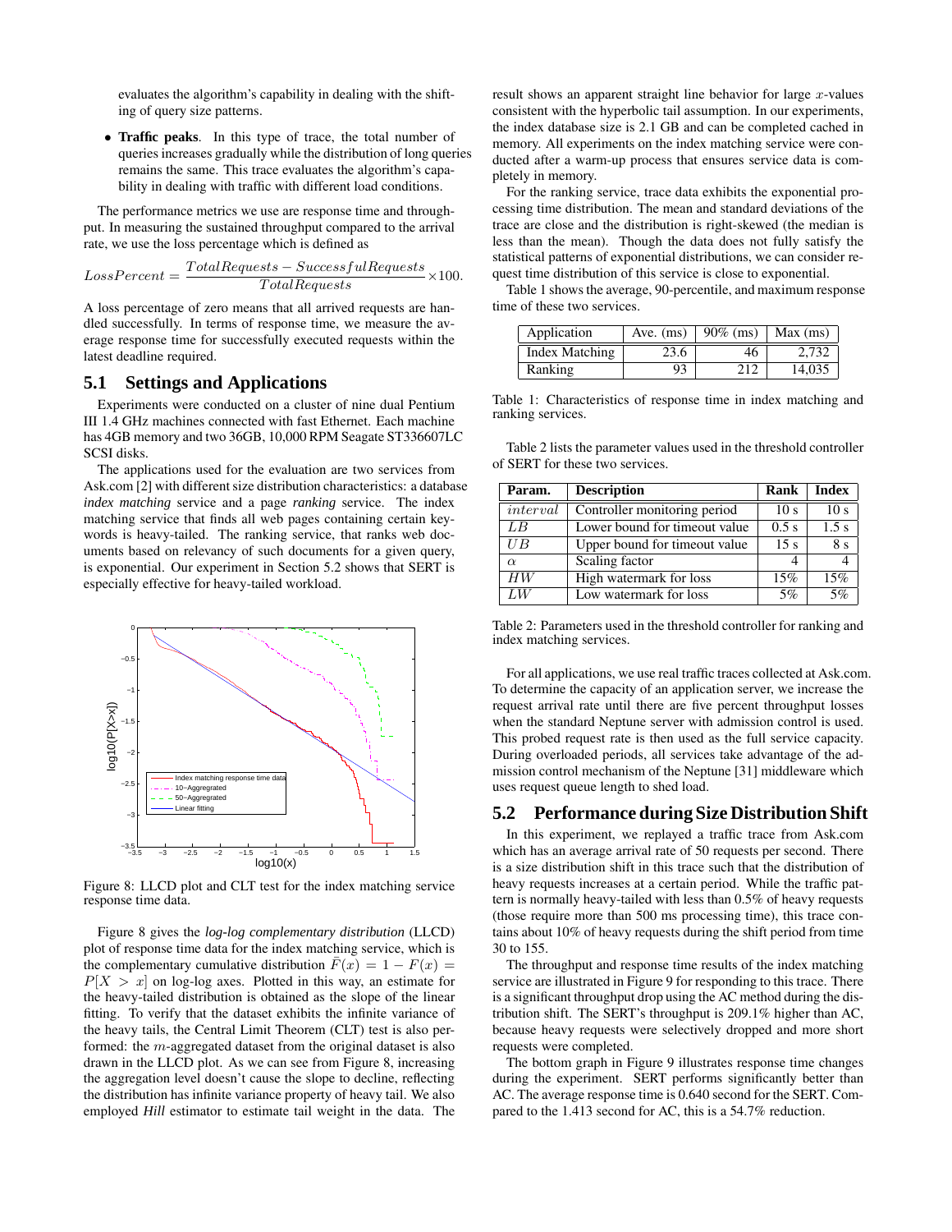evaluates the algorithm's capability in dealing with the shifting of query size patterns.

- **Traffic peaks**. In this type of trace, the total number of queries increases gradually while the distribution of long queries remains the same. This trace evaluates the algorithm's capability in dealing with traffic with different load conditions.

The performance metrics we use are response time and throughput. In measuring the sustained throughput compared to the arrival rate, we use the loss percentage which is defined as

$$LossPercent = \frac{TotalRequests - SuccessfulRequests}{TotalRequests} \times 100.$$

A loss percentage of zero means that all arrived requests are handled successfully. In terms of response time, we measure the average response time for successfully executed requests within the latest deadline required.

## 5.1 Settings and Applications

Experiments were conducted on a cluster of nine dual Pentium III 1.4 GHz machines connected with fast Ethernet. Each machine has 4GB memory and two 36GB, 10,000 RPM Seagate ST336607LC SCSI disks.

The applications used for the evaluation are two services from Ask.com [2] with different size distribution characteristics: a database *index matching* service and a page *ranking* service. The index matching service that finds all web pages containing certain keywords is heavy-tailed. The ranking service, that ranks web documents based on relevancy of such documents for a given query, is exponential. Our experiment in Section 5.2 shows that SERT is especially effective for heavy-tailed workload.

Figure 8: LLCD plot and CLT test for the index matching service response time data.

Figure 8 gives the *log-log complementary distribution* (LLCD) plot of response time data for the index matching service, which is the complementary cumulative distribution $\bar{F}(x) = 1 - F(x) = P[X > x]$ on log-log axes. Plotted in this way, an estimate for the heavy-tailed distribution is obtained as the slope of the linear fitting. To verify that the dataset exhibits the infinite variance of the heavy tails, the Central Limit Theorem (CLT) test is also performed: the $m$-aggregated dataset from the original dataset is also drawn in the LLCD plot. As we can see from Figure 8, increasing the aggregation level doesn't cause the slope to decline, reflecting the distribution has infinite variance property of heavy tail. We also employed *Hill* estimator to estimate tail weight in the data. The result shows an apparent straight line behavior for large $x$-values consistent with the hyperbolic tail assumption. In our experiments, the index database size is 2.1 GB and can be completed cached in memory. All experiments on the index matching service were conducted after a warm-up process that ensures service data is completely in memory.

For the ranking service, trace data exhibits the exponential processing time distribution. The mean and standard deviations of the trace are close and the distribution is right-skewed (the median is less than the mean). Though the data does not fully satisfy the statistical patterns of exponential distributions, we can consider request time distribution of this service is close to exponential.

Table 1 shows the average, 90-percentile, and maximum response time of these two services.

| Application | Ave. (ms) | 90% (ms) | Max (ms) |
|---|---|---|---|
| Index Matching | 23.6 | 46 | 2,732 |
| Ranking | 93 | 212 | 14,035 |

Table 1: Characteristics of response time in index matching and ranking services.

Table 2 lists the parameter values used in the threshold controller of SERT for these two services.

| Param. | Description | Rank | Index |
|---|---|---|---|
| $interval$ | Controller monitoring period | 10 s | 10 s |
| $LB$ | Lower bound for timeout value | 0.5 s | 1.5 s |
| $UB$ | Upper bound for timeout value | 15 s | 8 s |
| $\alpha$ | Scaling factor | 4 | 4 |
| $HW$ | High watermark for loss | 15% | 15% |
| $LW$ | Low watermark for loss | 5% | 5% |

Table 2: Parameters used in the threshold controller for ranking and index matching services.

For all applications, we use real traffic traces collected at Ask.com. To determine the capacity of an application server, we increase the request arrival rate until there are five percent throughput losses when the standard Neptune server with admission control is used. This probed request rate is then used as the full service capacity. During overloaded periods, all services take advantage of the admission control mechanism of the Neptune [31] middleware which uses request queue length to shed load.

## 5.2 Performance during Size Distribution Shift

In this experiment, we replayed a traffic trace from Ask.com which has an average arrival rate of 50 requests per second. There is a size distribution shift in this trace such that the distribution of heavy requests increases at a certain period. While the traffic pattern is normally heavy-tailed with less than 0.5% of heavy requests (those require more than 500 ms processing time), this trace contains about 10% of heavy requests during the shift period from time 30 to 155.

The throughput and response time results of the index matching service are illustrated in Figure 9 for responding to this trace. There is a significant throughput drop using the AC method during the distribution shift. The SERT's throughput is 209.1% higher than AC, because heavy requests were selectively dropped and more short requests were completed.

The bottom graph in Figure 9 illustrates response time changes during the experiment. SERT performs significantly better than AC. The average response time is 0.640 second for the SERT. Compared to the 1.413 second for AC, this is a 54.7% reduction.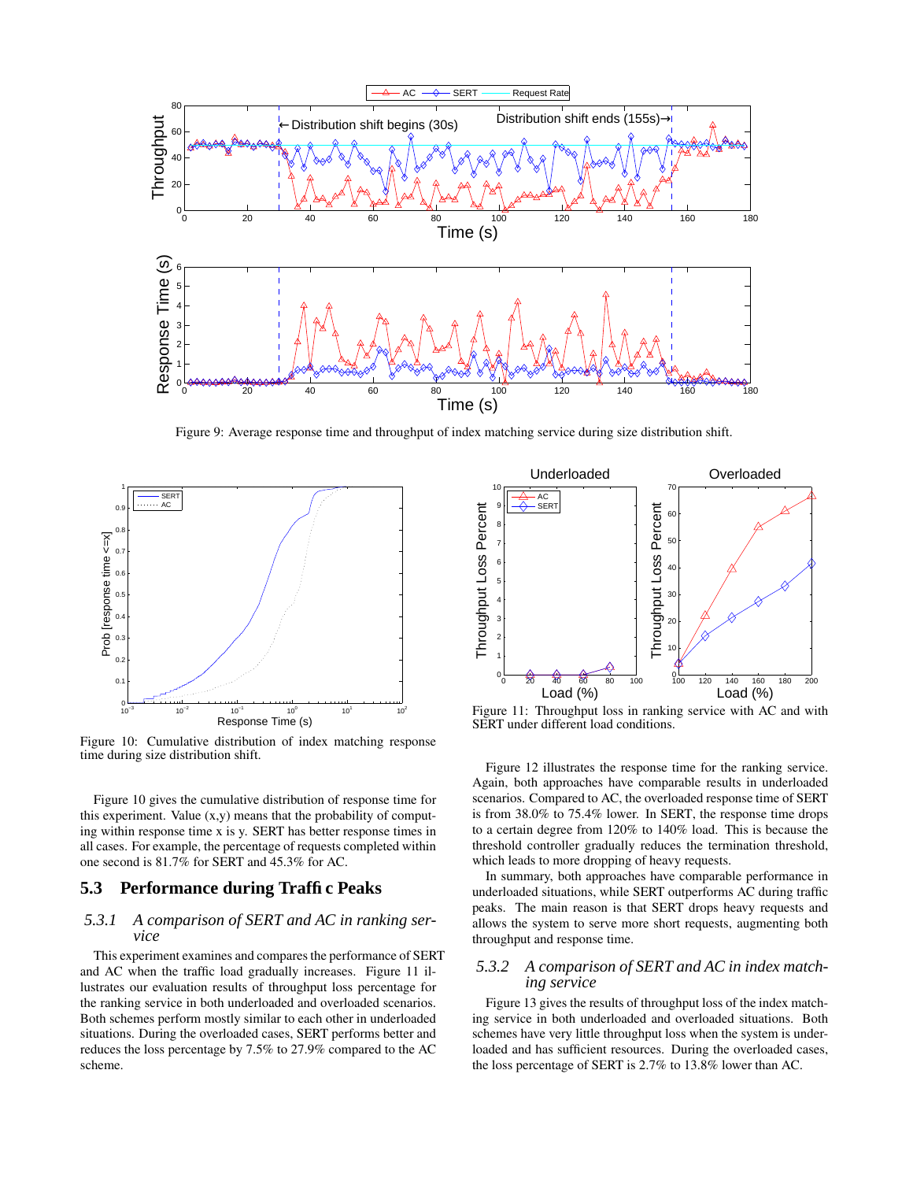Figure 9: Average response time and throughput of index matching service during size distribution shift.

Figure 10: Cumulative distribution of index matching response time during size distribution shift.

Figure 10 gives the cumulative distribution of response time for this experiment. Value (x,y) means that the probability of computing within response time x is y. SERT has better response times in all cases. For example, the percentage of requests completed within one second is 81.7% for SERT and 45.3% for AC.

## 5.3 Performance during Traffic Peaks

### 5.3.1 A comparison of SERT and AC in ranking service

This experiment examines and compares the performance of SERT and AC when the traffic load gradually increases. Figure 11 illustrates our evaluation results of throughput loss percentage for the ranking service in both underloaded and overloaded scenarios. Both schemes perform mostly similar to each other in underloaded situations. During the overloaded cases, SERT performs better and reduces the loss percentage by 7.5% to 27.9% compared to the AC scheme.

Figure 11: Throughput loss in ranking service with AC and with SERT under different load conditions.

Figure 12 illustrates the response time for the ranking service. Again, both approaches have comparable results in underloaded scenarios. Compared to AC, the overloaded response time of SERT is from 38.0% to 75.4% lower. In SERT, the response time drops to a certain degree from 120% to 140% load. This is because the threshold controller gradually reduces the termination threshold, which leads to more dropping of heavy requests.

In summary, both approaches have comparable performance in underloaded situations, while SERT outperforms AC during traffic peaks. The main reason is that SERT drops heavy requests and allows the system to serve more short requests, augmenting both throughput and response time.

### 5.3.2 A comparison of SERT and AC in index matching service

Figure 13 gives the results of throughput loss of the index matching service in both underloaded and overloaded situations. Both schemes have very little throughput loss when the system is underloaded and has sufficient resources. During the overloaded cases, the loss percentage of SERT is 2.7% to 13.8% lower than AC.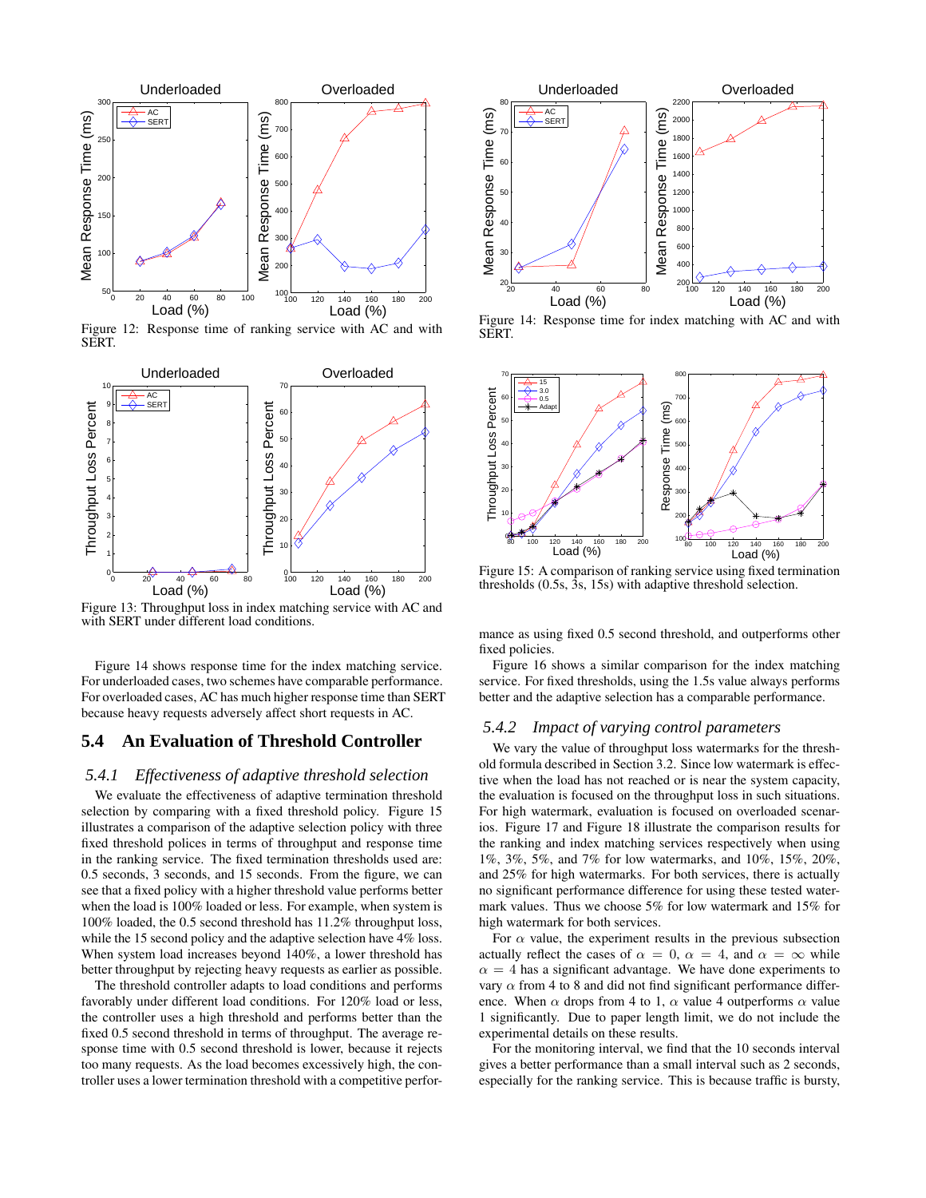Figure 12: Response time of ranking service with AC and with SERT.

Figure 13: Throughput loss in index matching service with AC and with SERT under different load conditions.

Figure 14 shows response time for the index matching service. For underloaded cases, two schemes have comparable performance. For overloaded cases, AC has much higher response time than SERT because heavy requests adversely affect short requests in AC.

## 5.4 An Evaluation of Threshold Controller

### 5.4.1 *Effectiveness of adaptive threshold selection*

We evaluate the effectiveness of adaptive termination threshold selection by comparing with a fixed threshold policy. Figure 15 illustrates a comparison of the adaptive selection policy with three fixed threshold polices in terms of throughput and response time in the ranking service. The fixed termination thresholds used are: 0.5 seconds, 3 seconds, and 15 seconds. From the figure, we can see that a fixed policy with a higher threshold value performs better when the load is 100% loaded or less. For example, when system is 100% loaded, the 0.5 second threshold has 11.2% throughput loss, while the 15 second policy and the adaptive selection have 4% loss. When system load increases beyond 140%, a lower threshold has better throughput by rejecting heavy requests as earlier as possible.

The threshold controller adapts to load conditions and performs favorably under different load conditions. For 120% load or less, the controller uses a high threshold and performs better than the fixed 0.5 second threshold in terms of throughput. The average response time with 0.5 second threshold is lower, because it rejects too many requests. As the load becomes excessively high, the controller uses a lower termination threshold with a competitive performance as using fixed 0.5 second threshold, and outperforms other fixed policies.

Figure 14: Response time for index matching with AC and with SERT.

Figure 15: A comparison of ranking service using fixed termination thresholds (0.5s, 3s, 15s) with adaptive threshold selection.

Figure 16 shows a similar comparison for the index matching service. For fixed thresholds, using the 1.5s value always performs better and the adaptive selection has a comparable performance.

### 5.4.2 *Impact of varying control parameters*

We vary the value of throughput loss watermarks for the threshold formula described in Section 3.2. Since low watermark is effective when the load has not reached or is near the system capacity, the evaluation is focused on the throughput loss in such situations. For high watermark, evaluation is focused on overloaded scenarios. Figure 17 and Figure 18 illustrate the comparison results for the ranking and index matching services respectively when using 1%, 3%, 5%, and 7% for low watermarks, and 10%, 15%, 20%, and 25% for high watermarks. For both services, there is actually no significant performance difference for using these tested watermark values. Thus we choose 5% for low watermark and 15% for high watermark for both services.

For $\alpha$ value, the experiment results in the previous subsection actually reflect the cases of $\alpha = 0$, $\alpha = 4$, and $\alpha = \infty$ while $\alpha = 4$ has a significant advantage. We have done experiments to vary $\alpha$ from 4 to 8 and did not find significant performance difference. When $\alpha$ drops from 4 to 1, $\alpha$ value 4 outperforms $\alpha$ value 1 significantly. Due to paper length limit, we do not include the experimental details on these results.

For the monitoring interval, we find that the 10 seconds interval gives a better performance than a small interval such as 2 seconds, especially for the ranking service. This is because traffic is bursty,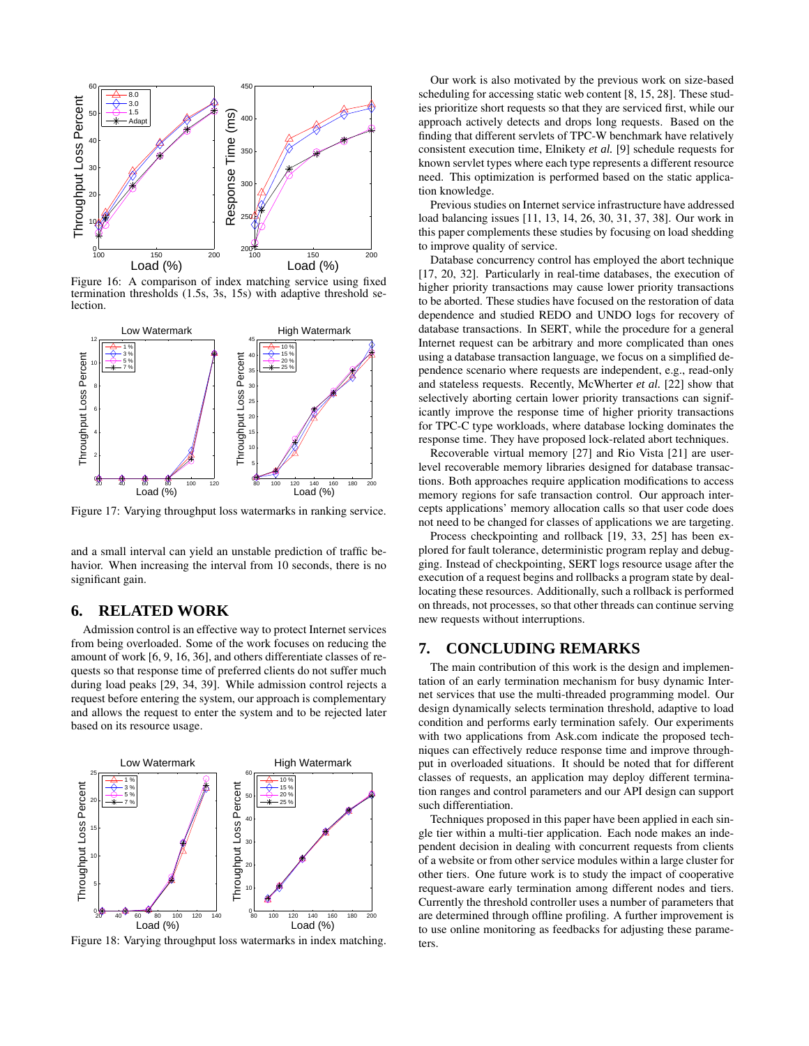Figure 16: A comparison of index matching service using fixed termination thresholds (1.5s, 3s, 15s) with adaptive threshold selection.

Figure 17: Varying throughput loss watermarks in ranking service.

and a small interval can yield an unstable prediction of traffic behavior. When increasing the interval from 10 seconds, there is no significant gain.

## 6. RELATED WORK

Admission control is an effective way to protect Internet services from being overloaded. Some of the work focuses on reducing the amount of work [6, 9, 16, 36], and others differentiate classes of requests so that response time of preferred clients do not suffer much during load peaks [29, 34, 39]. While admission control rejects a request before entering the system, our approach is complementary and allows the request to enter the system and to be rejected later based on its resource usage.

Figure 18: Varying throughput loss watermarks in index matching.

Our work is also motivated by the previous work on size-based scheduling for accessing static web content [8, 15, 28]. These studies prioritize short requests so that they are serviced first, while our approach actively detects and drops long requests. Based on the finding that different servlets of TPC-W benchmark have relatively consistent execution time, Elnikety *et al.* [9] schedule requests for known servlet types where each type represents a different resource need. This optimization is performed based on the static application knowledge.

Previous studies on Internet service infrastructure have addressed load balancing issues [11, 13, 14, 26, 30, 31, 37, 38]. Our work in this paper complements these studies by focusing on load shedding to improve quality of service.

Database concurrency control has employed the abort technique [17, 20, 32]. Particularly in real-time databases, the execution of higher priority transactions may cause lower priority transactions to be aborted. These studies have focused on the restoration of data dependence and studied REDO and UNDO logs for recovery of database transactions. In SERT, while the procedure for a general Internet request can be arbitrary and more complicated than ones using a database transaction language, we focus on a simplified dependence scenario where requests are independent, e.g., read-only and stateless requests. Recently, McWherter *et al.* [22] show that selectively aborting certain lower priority transactions can significantly improve the response time of higher priority transactions for TPC-C type workloads, where database locking dominates the response time. They have proposed lock-related abort techniques.

Recoverable virtual memory [27] and Rio Vista [21] are user-level recoverable memory libraries designed for database transactions. Both approaches require application modifications to access memory regions for safe transaction control. Our approach intercepts applications' memory allocation calls so that user code does not need to be changed for classes of applications we are targeting.

Process checkpointing and rollback [19, 33, 25] has been explored for fault tolerance, deterministic program replay and debugging. Instead of checkpointing, SERT logs resource usage after the execution of a request begins and rollbacks a program state by deallocating these resources. Additionally, such a rollback is performed on threads, not processes, so that other threads can continue serving new requests without interruptions.

## 7. CONCLUDING REMARKS

The main contribution of this work is the design and implementation of an early termination mechanism for busy dynamic Internet services that use the multi-threaded programming model. Our design dynamically selects termination threshold, adaptive to load condition and performs early termination safely. Our experiments with two applications from Ask.com indicate the proposed techniques can effectively reduce response time and improve throughput in overloaded situations. It should be noted that for different classes of requests, an application may deploy different termination ranges and control parameters and our API design can support such differentiation.

Techniques proposed in this paper have been applied in each single tier within a multi-tier application. Each node makes an independent decision in dealing with concurrent requests from clients of a website or from other service modules within a large cluster for other tiers. One future work is to study the impact of cooperative request-aware early termination among different nodes and tiers. Currently the threshold controller uses a number of parameters that are determined through offline profiling. A further improvement is to use online monitoring as feedbacks for adjusting these parameters.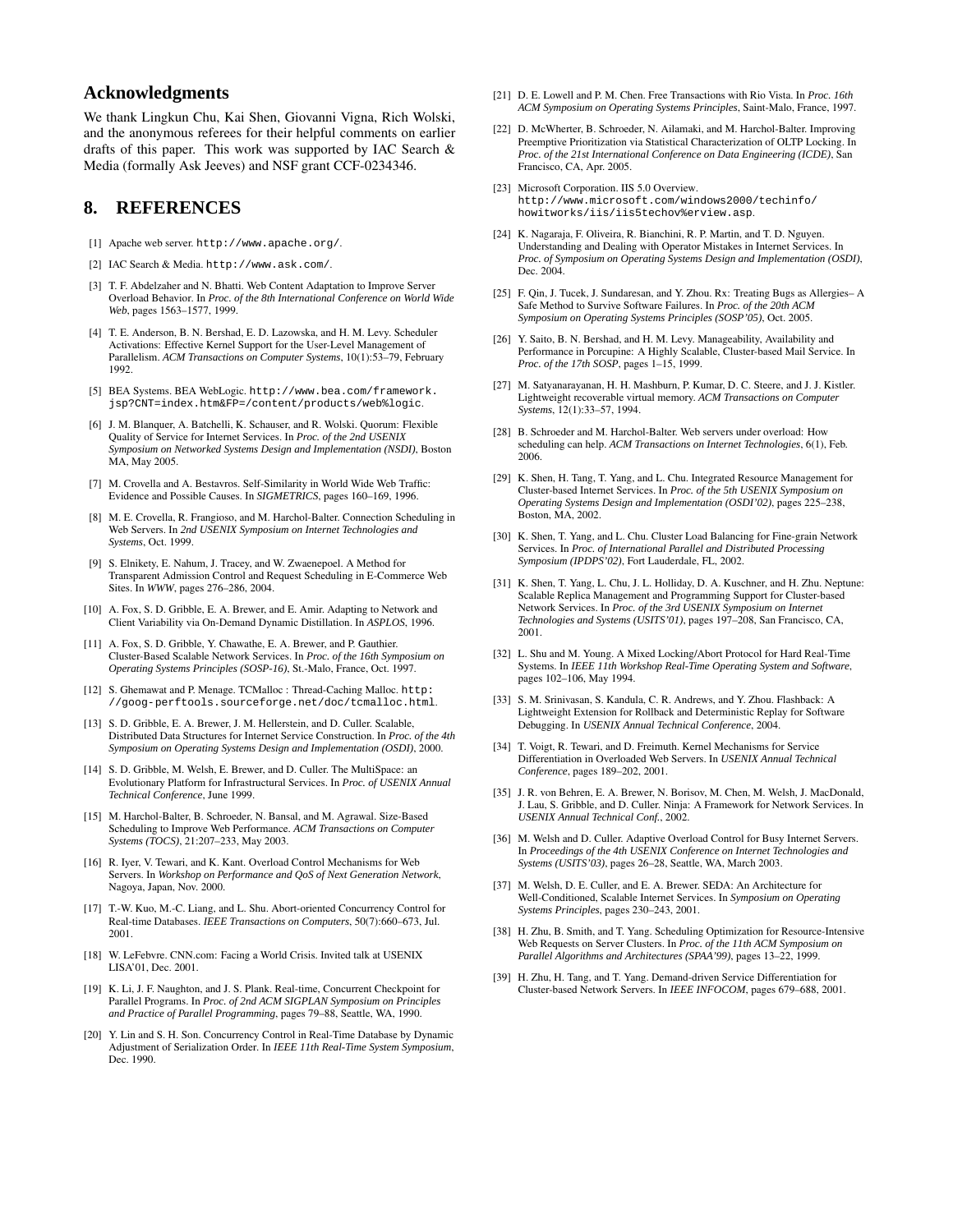## Acknowledgments

We thank Lingkun Chu, Kai Shen, Giovanni Vigna, Rich Wolski, and the anonymous referees for their helpful comments on earlier drafts of this paper. This work was supported by IAC Search & Media (formally Ask Jeeves) and NSF grant CCF-0234346.

## 8. REFERENCES

[1] Apache web server. http://www.apache.org/.

[2] IAC Search & Media. http://www.ask.com/.

[3] T. F. Abdelzaher and N. Bhatti. Web Content Adaptation to Improve Server Overload Behavior. In *Proc. of the 8th International Conference on World Wide Web*, pages 1563–1577, 1999.

[4] T. E. Anderson, B. N. Bershad, E. D. Lazowska, and H. M. Levy. Scheduler Activations: Effective Kernel Support for the User-Level Management of Parallelism. *ACM Transactions on Computer Systems*, 10(1):53–79, February 1992.

[5] BEA Systems. BEA WebLogic. http://www.bea.com/framework.jsp?CNT=index.htm&FP=/content/products/web%logic.

[6] J. M. Blanquer, A. Batchelli, K. Schauser, and R. Wolski. Quorum: Flexible Quality of Service for Internet Services. In *Proc. of the 2nd USENIX Symposium on Networked Systems Design and Implementation (NSDI)*, Boston MA, May 2005.

[7] M. Crovella and A. Bestavros. Self-Similarity in World Wide Web Traffic: Evidence and Possible Causes. In *SIGMETRICS*, pages 160–169, 1996.

[8] M. E. Crovella, R. Frangioso, and M. Harchol-Balter. Connection Scheduling in Web Servers. In *2nd USENIX Symposium on Internet Technologies and Systems*, Oct. 1999.

[9] S. Elnikety, E. Nahum, J. Tracey, and W. Zwaenepoel. A Method for Transparent Admission Control and Request Scheduling in E-Commerce Web Sites. In *WWW*, pages 276–286, 2004.

[10] A. Fox, S. D. Gribble, E. A. Brewer, and E. Amir. Adapting to Network and Client Variability via On-Demand Dynamic Distillation. In *ASPLOS*, 1996.

[11] A. Fox, S. D. Gribble, Y. Chawathe, E. A. Brewer, and P. Gauthier. Cluster-Based Scalable Network Services. In *Proc. of the 16th Symposium on Operating Systems Principles (SOSP-16)*, St.-Malo, France, Oct. 1997.

[12] S. Ghemawat and P. Menage. TCMalloc : Thread-Caching Malloc. http://goog-perftools.sourceforge.net/doc/tcmalloc.html.

[13] S. D. Gribble, E. A. Brewer, J. M. Hellerstein, and D. Culler. Scalable, Distributed Data Structures for Internet Service Construction. In *Proc. of the 4th Symposium on Operating Systems Design and Implementation (OSDI)*, 2000.

[14] S. D. Gribble, M. Welsh, E. Brewer, and D. Culler. The MultiSpace: an Evolutionary Platform for Infrastructural Services. In *Proc. of USENIX Annual Technical Conference*, June 1999.

[15] M. Harchol-Balter, B. Schroeder, N. Bansal, and M. Agrawal. Size-Based Scheduling to Improve Web Performance. *ACM Transactions on Computer Systems (TOCS)*, 21:207–233, May 2003.

[16] R. Iyer, V. Tewari, and K. Kant. Overload Control Mechanisms for Web Servers. In *Workshop on Performance and QoS of Next Generation Network*, Nagoya, Japan, Nov. 2000.

[17] T.-W. Kuo, M.-C. Liang, and L. Shu. Abort-oriented Concurrency Control for Real-time Databases. *IEEE Transactions on Computers*, 50(7):660–673, Jul. 2001.

[18] W. LeFebvre. CNN.com: Facing a World Crisis. Invited talk at USENIX LISA'01, Dec. 2001.

[19] K. Li, J. F. Naughton, and J. S. Plank. Real-time, Concurrent Checkpoint for Parallel Programs. In *Proc. of 2nd ACM SIGPLAN Symposium on Principles and Practice of Parallel Programming*, pages 79–88, Seattle, WA, 1990.

[20] Y. Lin and S. H. Son. Concurrency Control in Real-Time Database by Dynamic Adjustment of Serialization Order. In *IEEE 11th Real-Time System Symposium*, Dec. 1990.

[21] D. E. Lowell and P. M. Chen. Free Transactions with Rio Vista. In *Proc. 16th ACM Symposium on Operating Systems Principles*, Saint-Malo, France, 1997.

[22] D. McWherter, B. Schroeder, N. Ailamaki, and M. Harchol-Balter. Improving Preemptive Prioritization via Statistical Characterization of OLTP Locking. In *Proc. of the 21st International Conference on Data Engineering (ICDE)*, San Francisco, CA, Apr. 2005.

[23] Microsoft Corporation. IIS 5.0 Overview. http://www.microsoft.com/windows2000/techinfo/howitworks/iis/iis5techov%erview.asp.

[24] K. Nagaraja, F. Oliveira, R. Bianchini, R. P. Martin, and T. D. Nguyen. Understanding and Dealing with Operator Mistakes in Internet Services. In *Proc. of Symposium on Operating Systems Design and Implementation (OSDI)*, Dec. 2004.

[25] F. Qin, J. Tucek, J. Sundaresan, and Y. Zhou. Rx: Treating Bugs as Allergies– A Safe Method to Survive Software Failures. In *Proc. of the 20th ACM Symposium on Operating Systems Principles (SOSP'05)*, Oct. 2005.

[26] Y. Saito, B. N. Bershad, and H. M. Levy. Manageability, Availability and Performance in Porcupine: A Highly Scalable, Cluster-based Mail Service. In *Proc. of the 17th SOSP*, pages 1–15, 1999.

[27] M. Satyanarayanan, H. H. Mashburn, P. Kumar, D. C. Steere, and J. J. Kistler. Lightweight recoverable virtual memory. *ACM Transactions on Computer Systems*, 12(1):33–57, 1994.

[28] B. Schroeder and M. Harchol-Balter. Web servers under overload: How scheduling can help. *ACM Transactions on Internet Technologies*, 6(1), Feb. 2006.

[29] K. Shen, H. Tang, T. Yang, and L. Chu. Integrated Resource Management for Cluster-based Internet Services. In *Proc. of the 5th USENIX Symposium on Operating Systems Design and Implementation (OSDI'02)*, pages 225–238, Boston, MA, 2002.

[30] K. Shen, T. Yang, and L. Chu. Cluster Load Balancing for Fine-grain Network Services. In *Proc. of International Parallel and Distributed Processing Symposium (IPDPS'02)*, Fort Lauderdale, FL, 2002.

[31] K. Shen, T. Yang, L. Chu, J. L. Holliday, D. A. Kuschner, and H. Zhu. Neptune: Scalable Replica Management and Programming Support for Cluster-based Network Services. In *Proc. of the 3rd USENIX Symposium on Internet Technologies and Systems (USITS'01)*, pages 197–208, San Francisco, CA, 2001.

[32] L. Shu and M. Young. A Mixed Locking/Abort Protocol for Hard Real-Time Systems. In *IEEE 11th Workshop Real-Time Operating System and Software*, pages 102–106, May 1994.

[33] S. M. Srinivasan, S. Kandula, C. R. Andrews, and Y. Zhou. Flashback: A Lightweight Extension for Rollback and Deterministic Replay for Software Debugging. In *USENIX Annual Technical Conference*, 2004.

[34] T. Voigt, R. Tewari, and D. Freimuth. Kernel Mechanisms for Service Differentiation in Overloaded Web Servers. In *USENIX Annual Technical Conference*, pages 189–202, 2001.

[35] J. R. von Behren, E. A. Brewer, N. Borisov, M. Chen, M. Welsh, J. MacDonald, J. Lau, S. Gribble, and D. Culler. Ninja: A Framework for Network Services. In *USENIX Annual Technical Conf.*, 2002.

[36] M. Welsh and D. Culler. Adaptive Overload Control for Busy Internet Servers. In *Proceedings of the 4th USENIX Conference on Internet Technologies and Systems (USITS'03)*, pages 26–28, Seattle, WA, March 2003.

[37] M. Welsh, D. E. Culler, and E. A. Brewer. SEDA: An Architecture for Well-Conditioned, Scalable Internet Services. In *Symposium on Operating Systems Principles*, pages 230–243, 2001.

[38] H. Zhu, B. Smith, and T. Yang. Scheduling Optimization for Resource-Intensive Web Requests on Server Clusters. In *Proc. of the 11th ACM Symposium on Parallel Algorithms and Architectures (SPAA'99)*, pages 13–22, 1999.

[39] H. Zhu, H. Tang, and T. Yang. Demand-driven Service Differentiation for Cluster-based Network Servers. In *IEEE INFOCOM*, pages 679–688, 2001.